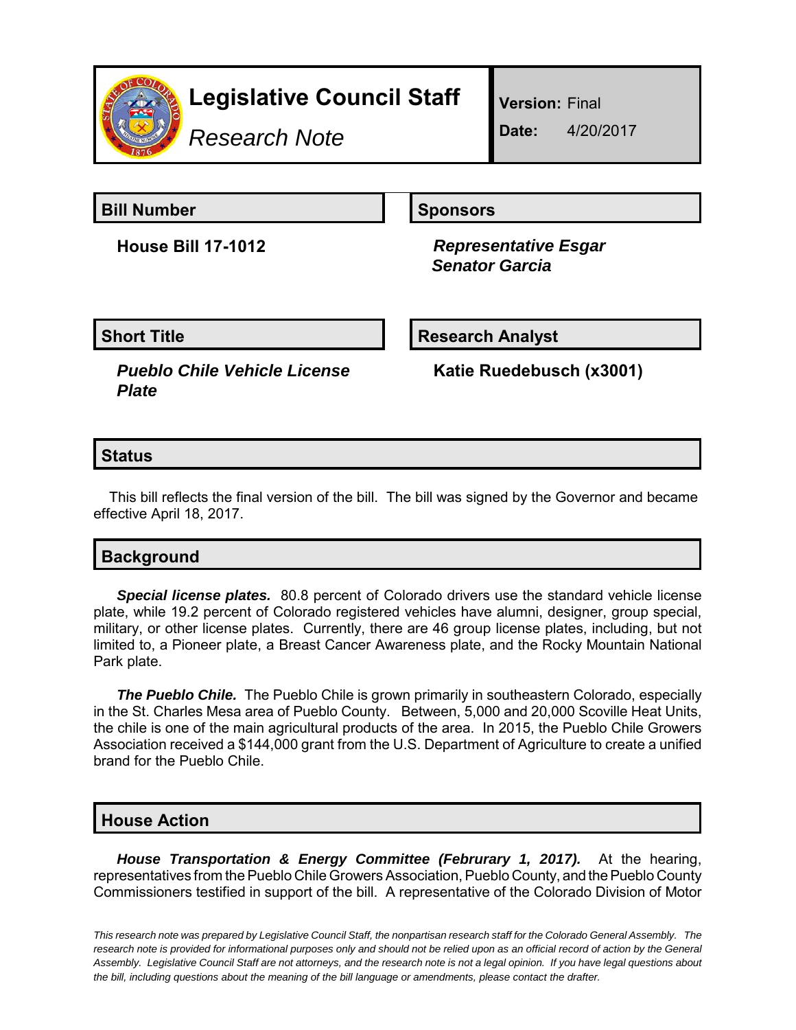# Legislative Council Staff

*Research Note*

**Version:** Final

**Date:** 4/20/2017

## Bill Number

**House Bill 17-1012**

## Sponsors

***Representative Esgar***
***Senator Garcia***

## Short Title

***Pueblo Chile Vehicle License Plate***

## Research Analyst

**Katie Ruedebusch (x3001)**

## Status

This bill reflects the final version of the bill. The bill was signed by the Governor and became effective April 18, 2017.

## Background

***Special license plates.*** 80.8 percent of Colorado drivers use the standard vehicle license plate, while 19.2 percent of Colorado registered vehicles have alumni, designer, group special, military, or other license plates. Currently, there are 46 group license plates, including, but not limited to, a Pioneer plate, a Breast Cancer Awareness plate, and the Rocky Mountain National Park plate.

***The Pueblo Chile.*** The Pueblo Chile is grown primarily in southeastern Colorado, especially in the St. Charles Mesa area of Pueblo County. Between, 5,000 and 20,000 Scoville Heat Units, the chile is one of the main agricultural products of the area. In 2015, the Pueblo Chile Growers Association received a $144,000 grant from the U.S. Department of Agriculture to create a unified brand for the Pueblo Chile.

## House Action

***House Transportation & Energy Committee (Februrary 1, 2017).*** At the hearing, representatives from the Pueblo Chile Growers Association, Pueblo County, and the Pueblo County Commissioners testified in support of the bill. A representative of the Colorado Division of Motor

*This research note was prepared by Legislative Council Staff, the nonpartisan research staff for the Colorado General Assembly. The research note is provided for informational purposes only and should not be relied upon as an official record of action by the General Assembly. Legislative Council Staff are not attorneys, and the research note is not a legal opinion. If you have legal questions about the bill, including questions about the meaning of the bill language or amendments, please contact the drafter.*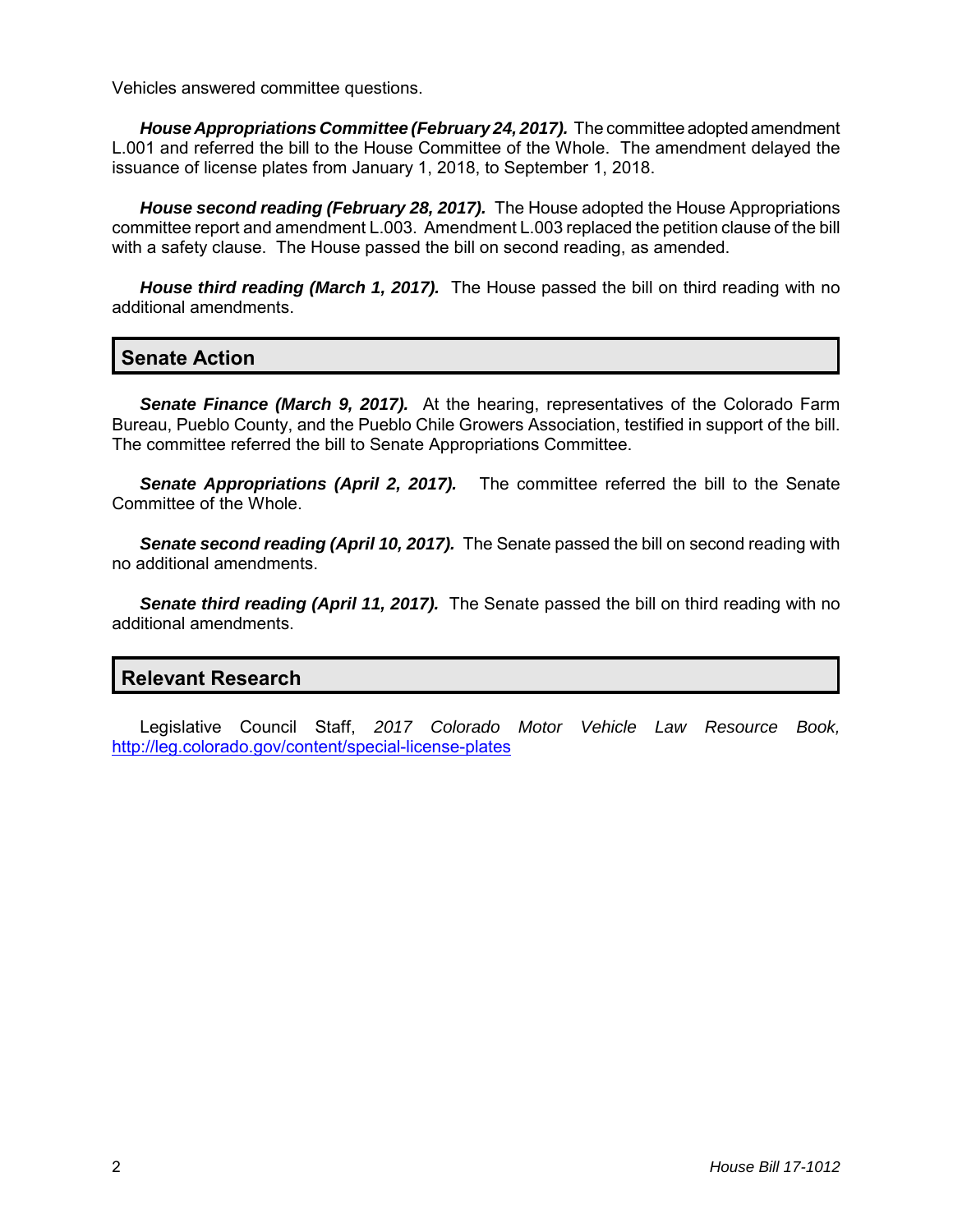Vehicles answered committee questions.

***House Appropriations Committee (February 24, 2017).*** The committee adopted amendment L.001 and referred the bill to the House Committee of the Whole. The amendment delayed the issuance of license plates from January 1, 2018, to September 1, 2018.

***House second reading (February 28, 2017).*** The House adopted the House Appropriations committee report and amendment L.003. Amendment L.003 replaced the petition clause of the bill with a safety clause. The House passed the bill on second reading, as amended.

***House third reading (March 1, 2017).*** The House passed the bill on third reading with no additional amendments.

## Senate Action

***Senate Finance (March 9, 2017).*** At the hearing, representatives of the Colorado Farm Bureau, Pueblo County, and the Pueblo Chile Growers Association, testified in support of the bill. The committee referred the bill to Senate Appropriations Committee.

***Senate Appropriations (April 2, 2017).*** The committee referred the bill to the Senate Committee of the Whole.

***Senate second reading (April 10, 2017).*** The Senate passed the bill on second reading with no additional amendments.

***Senate third reading (April 11, 2017).*** The Senate passed the bill on third reading with no additional amendments.

## Relevant Research

Legislative Council Staff, *2017 Colorado Motor Vehicle Law Resource Book,* http://leg.colorado.gov/content/special-license-plates